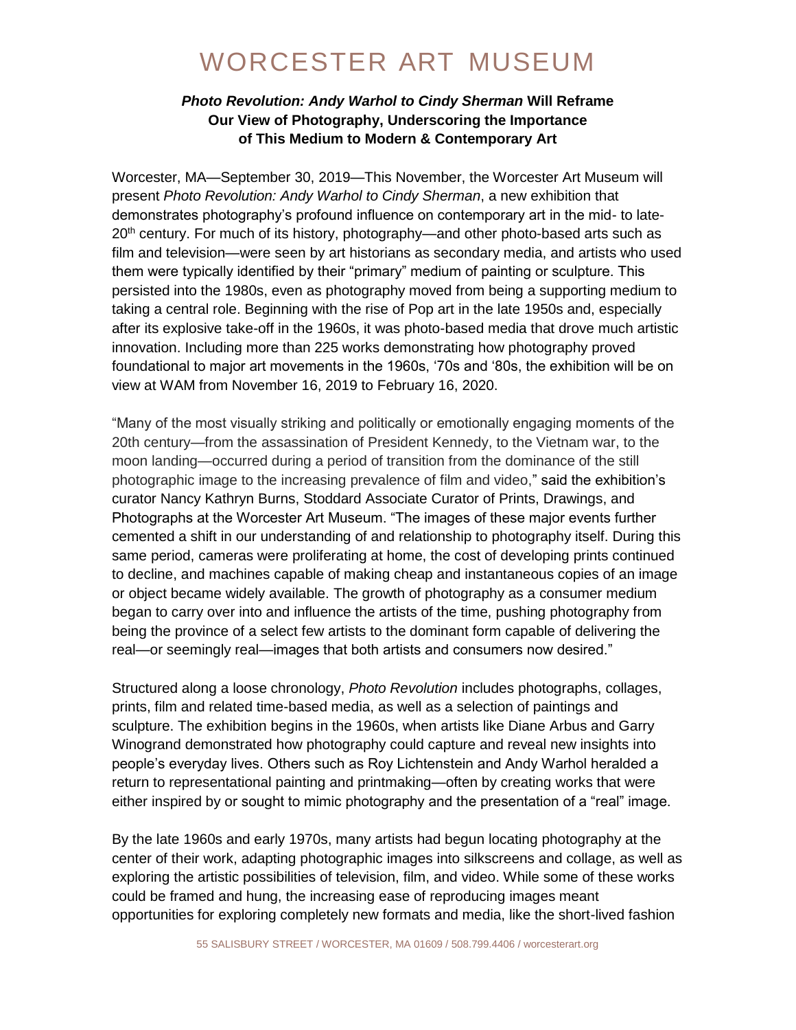# WORCESTER ART MUSEUM

## ***Photo Revolution: Andy Warhol to Cindy Sherman* Will Reframe Our View of Photography, Underscoring the Importance of This Medium to Modern & Contemporary Art**

Worcester, MA—September 30, 2019—This November, the Worcester Art Museum will present *Photo Revolution: Andy Warhol to Cindy Sherman*, a new exhibition that demonstrates photography's profound influence on contemporary art in the mid- to late-20th century. For much of its history, photography—and other photo-based arts such as film and television—were seen by art historians as secondary media, and artists who used them were typically identified by their "primary" medium of painting or sculpture. This persisted into the 1980s, even as photography moved from being a supporting medium to taking a central role. Beginning with the rise of Pop art in the late 1950s and, especially after its explosive take-off in the 1960s, it was photo-based media that drove much artistic innovation. Including more than 225 works demonstrating how photography proved foundational to major art movements in the 1960s, '70s and '80s, the exhibition will be on view at WAM from November 16, 2019 to February 16, 2020.

"Many of the most visually striking and politically or emotionally engaging moments of the 20th century—from the assassination of President Kennedy, to the Vietnam war, to the moon landing—occurred during a period of transition from the dominance of the still photographic image to the increasing prevalence of film and video," said the exhibition's curator Nancy Kathryn Burns, Stoddard Associate Curator of Prints, Drawings, and Photographs at the Worcester Art Museum. "The images of these major events further cemented a shift in our understanding of and relationship to photography itself. During this same period, cameras were proliferating at home, the cost of developing prints continued to decline, and machines capable of making cheap and instantaneous copies of an image or object became widely available. The growth of photography as a consumer medium began to carry over into and influence the artists of the time, pushing photography from being the province of a select few artists to the dominant form capable of delivering the real—or seemingly real—images that both artists and consumers now desired."

Structured along a loose chronology, *Photo Revolution* includes photographs, collages, prints, film and related time-based media, as well as a selection of paintings and sculpture. The exhibition begins in the 1960s, when artists like Diane Arbus and Garry Winogrand demonstrated how photography could capture and reveal new insights into people's everyday lives. Others such as Roy Lichtenstein and Andy Warhol heralded a return to representational painting and printmaking—often by creating works that were either inspired by or sought to mimic photography and the presentation of a "real" image.

By the late 1960s and early 1970s, many artists had begun locating photography at the center of their work, adapting photographic images into silkscreens and collage, as well as exploring the artistic possibilities of television, film, and video. While some of these works could be framed and hung, the increasing ease of reproducing images meant opportunities for exploring completely new formats and media, like the short-lived fashion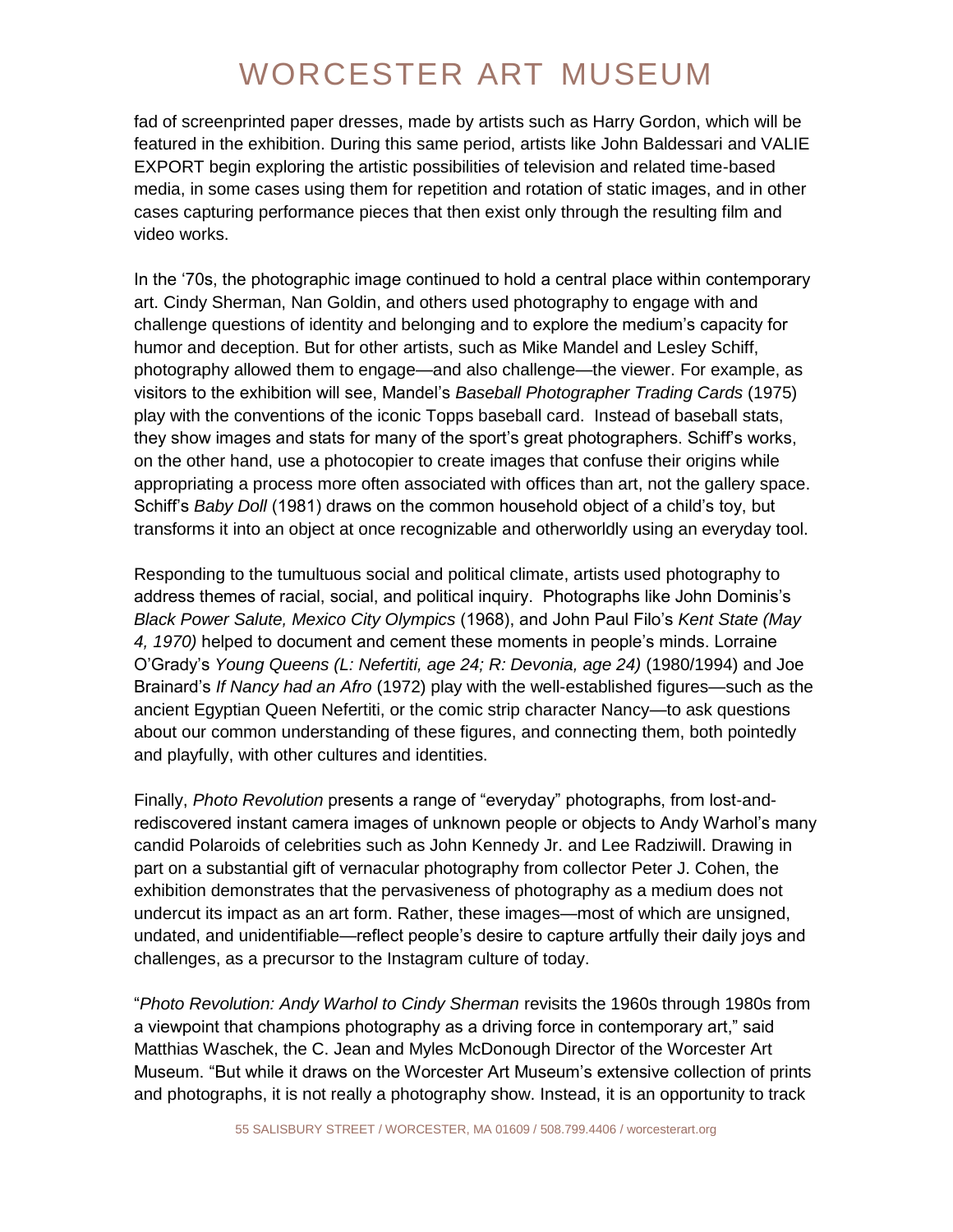fad of screenprinted paper dresses, made by artists such as Harry Gordon, which will be featured in the exhibition. During this same period, artists like John Baldessari and VALIE EXPORT begin exploring the artistic possibilities of television and related time-based media, in some cases using them for repetition and rotation of static images, and in other cases capturing performance pieces that then exist only through the resulting film and video works.

In the '70s, the photographic image continued to hold a central place within contemporary art. Cindy Sherman, Nan Goldin, and others used photography to engage with and challenge questions of identity and belonging and to explore the medium's capacity for humor and deception. But for other artists, such as Mike Mandel and Lesley Schiff, photography allowed them to engage—and also challenge—the viewer. For example, as visitors to the exhibition will see, Mandel's *Baseball Photographer Trading Cards* (1975) play with the conventions of the iconic Topps baseball card. Instead of baseball stats, they show images and stats for many of the sport's great photographers. Schiff's works, on the other hand, use a photocopier to create images that confuse their origins while appropriating a process more often associated with offices than art, not the gallery space. Schiff's *Baby Doll* (1981) draws on the common household object of a child's toy, but transforms it into an object at once recognizable and otherworldly using an everyday tool.

Responding to the tumultuous social and political climate, artists used photography to address themes of racial, social, and political inquiry. Photographs like John Dominis's *Black Power Salute, Mexico City Olympics* (1968), and John Paul Filo's *Kent State (May 4, 1970)* helped to document and cement these moments in people's minds. Lorraine O'Grady's *Young Queens (L: Nefertiti, age 24; R: Devonia, age 24)* (1980/1994) and Joe Brainard's *If Nancy had an Afro* (1972) play with the well-established figures—such as the ancient Egyptian Queen Nefertiti, or the comic strip character Nancy—to ask questions about our common understanding of these figures, and connecting them, both pointedly and playfully, with other cultures and identities.

Finally, *Photo Revolution* presents a range of "everyday" photographs, from lost-and-rediscovered instant camera images of unknown people or objects to Andy Warhol's many candid Polaroids of celebrities such as John Kennedy Jr. and Lee Radziwill. Drawing in part on a substantial gift of vernacular photography from collector Peter J. Cohen, the exhibition demonstrates that the pervasiveness of photography as a medium does not undercut its impact as an art form. Rather, these images—most of which are unsigned, undated, and unidentifiable—reflect people's desire to capture artfully their daily joys and challenges, as a precursor to the Instagram culture of today.

"*Photo Revolution: Andy Warhol to Cindy Sherman* revisits the 1960s through 1980s from a viewpoint that champions photography as a driving force in contemporary art," said Matthias Waschek, the C. Jean and Myles McDonough Director of the Worcester Art Museum. "But while it draws on the Worcester Art Museum's extensive collection of prints and photographs, it is not really a photography show. Instead, it is an opportunity to track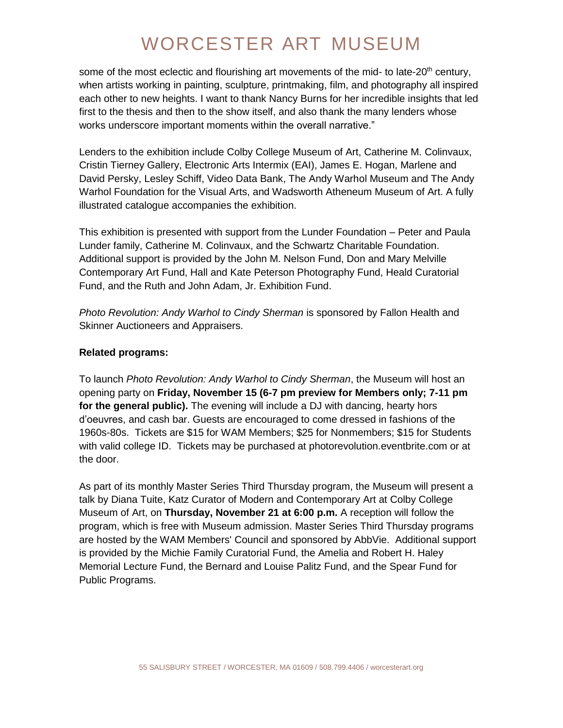some of the most eclectic and flourishing art movements of the mid- to late-20th century, when artists working in painting, sculpture, printmaking, film, and photography all inspired each other to new heights. I want to thank Nancy Burns for her incredible insights that led first to the thesis and then to the show itself, and also thank the many lenders whose works underscore important moments within the overall narrative."

Lenders to the exhibition include Colby College Museum of Art, Catherine M. Colinvaux, Cristin Tierney Gallery, Electronic Arts Intermix (EAI), James E. Hogan, Marlene and David Persky, Lesley Schiff, Video Data Bank, The Andy Warhol Museum and The Andy Warhol Foundation for the Visual Arts, and Wadsworth Atheneum Museum of Art. A fully illustrated catalogue accompanies the exhibition.

This exhibition is presented with support from the Lunder Foundation – Peter and Paula Lunder family, Catherine M. Colinvaux, and the Schwartz Charitable Foundation. Additional support is provided by the John M. Nelson Fund, Don and Mary Melville Contemporary Art Fund, Hall and Kate Peterson Photography Fund, Heald Curatorial Fund, and the Ruth and John Adam, Jr. Exhibition Fund.

*Photo Revolution: Andy Warhol to Cindy Sherman* is sponsored by Fallon Health and Skinner Auctioneers and Appraisers.

**Related programs:**

To launch *Photo Revolution: Andy Warhol to Cindy Sherman*, the Museum will host an opening party on **Friday, November 15 (6-7 pm preview for Members only; 7-11 pm for the general public).** The evening will include a DJ with dancing, hearty hors d'oeuvres, and cash bar. Guests are encouraged to come dressed in fashions of the 1960s-80s. Tickets are $15 for WAM Members; $25 for Nonmembers; $15 for Students with valid college ID. Tickets may be purchased at photorevolution.eventbrite.com or at the door.

As part of its monthly Master Series Third Thursday program, the Museum will present a talk by Diana Tuite, Katz Curator of Modern and Contemporary Art at Colby College Museum of Art, on **Thursday, November 21 at 6:00 p.m.** A reception will follow the program, which is free with Museum admission. Master Series Third Thursday programs are hosted by the WAM Members' Council and sponsored by AbbVie. Additional support is provided by the Michie Family Curatorial Fund, the Amelia and Robert H. Haley Memorial Lecture Fund, the Bernard and Louise Palitz Fund, and the Spear Fund for Public Programs.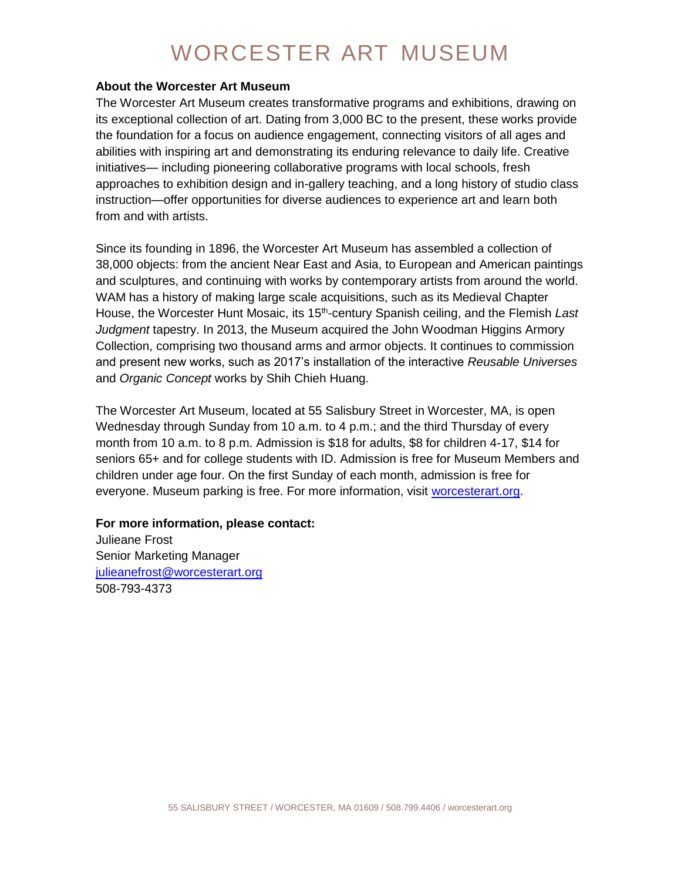# WORCESTER ART MUSEUM

**About the Worcester Art Museum**

The Worcester Art Museum creates transformative programs and exhibitions, drawing on its exceptional collection of art. Dating from 3,000 BC to the present, these works provide the foundation for a focus on audience engagement, connecting visitors of all ages and abilities with inspiring art and demonstrating its enduring relevance to daily life. Creative initiatives— including pioneering collaborative programs with local schools, fresh approaches to exhibition design and in-gallery teaching, and a long history of studio class instruction—offer opportunities for diverse audiences to experience art and learn both from and with artists.

Since its founding in 1896, the Worcester Art Museum has assembled a collection of 38,000 objects: from the ancient Near East and Asia, to European and American paintings and sculptures, and continuing with works by contemporary artists from around the world. WAM has a history of making large scale acquisitions, such as its Medieval Chapter House, the Worcester Hunt Mosaic, its 15th-century Spanish ceiling, and the Flemish *Last Judgment* tapestry. In 2013, the Museum acquired the John Woodman Higgins Armory Collection, comprising two thousand arms and armor objects. It continues to commission and present new works, such as 2017's installation of the interactive *Reusable Universes* and *Organic Concept* works by Shih Chieh Huang.

The Worcester Art Museum, located at 55 Salisbury Street in Worcester, MA, is open Wednesday through Sunday from 10 a.m. to 4 p.m.; and the third Thursday of every month from 10 a.m. to 8 p.m. Admission is $18 for adults, $8 for children 4-17, $14 for seniors 65+ and for college students with ID. Admission is free for Museum Members and children under age four. On the first Sunday of each month, admission is free for everyone. Museum parking is free. For more information, visit [worcesterart.org](http://worcesterart.org).

**For more information, please contact:**

Julieane Frost
Senior Marketing Manager
[julieanefrost@worcesterart.org](mailto:julieanefrost@worcesterart.org)
508-793-4373

55 SALISBURY STREET / WORCESTER, MA 01609 / 508.799.4406 / worcesterart.org